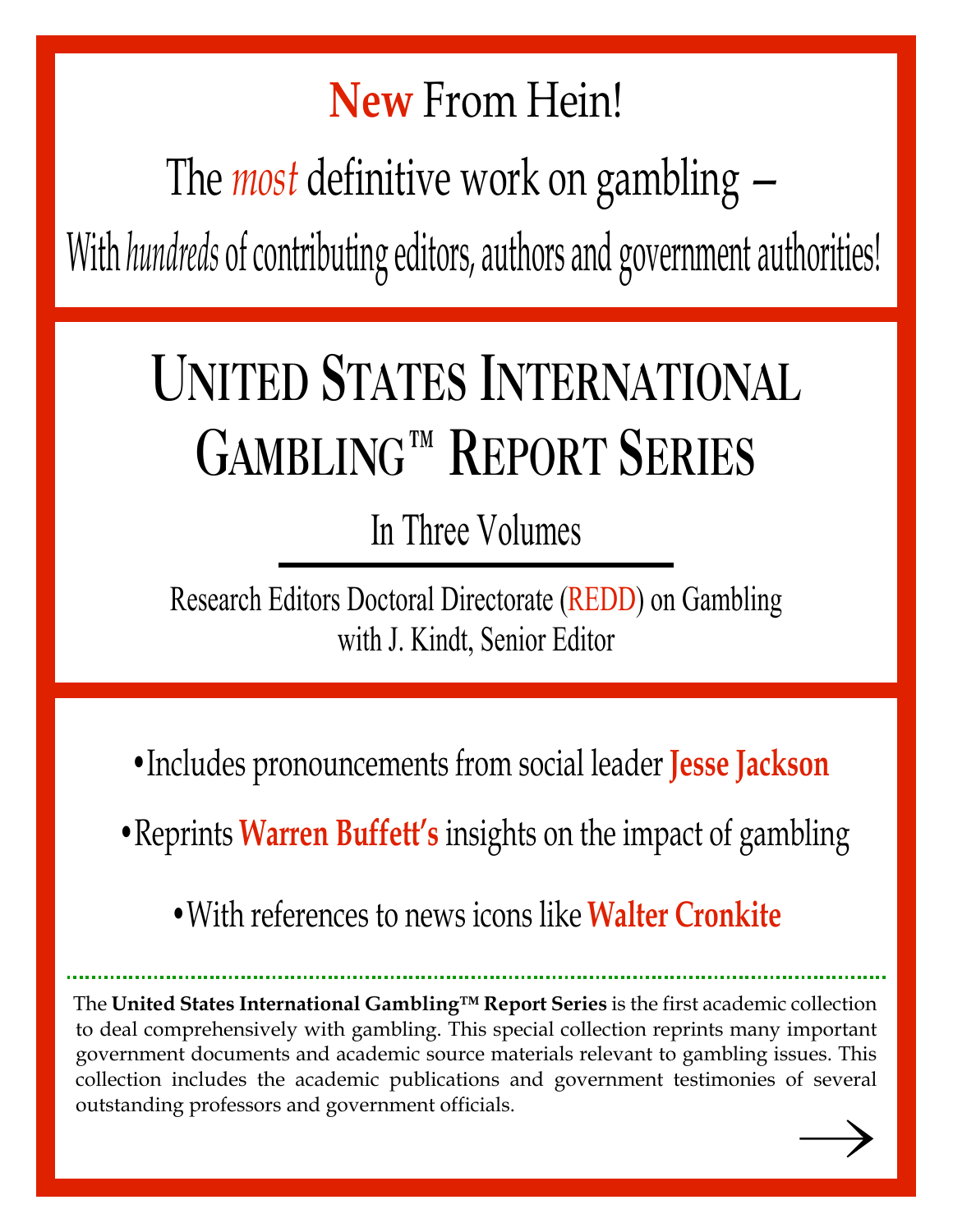**New** From Hein!

The *most* definitive work on gambling –

With *hundreds* of contributing editors, authors and government authorities!

# United States International Gambling™ Report Series

In Three Volumes

Research Editors Doctoral Directorate (REDD) on Gambling
with J. Kindt, Senior Editor

- Includes pronouncements from social leader **Jesse Jackson**
- Reprints **Warren Buffett's** insights on the impact of gambling
- With references to news icons like **Walter Cronkite**

The **United States International Gambling™ Report Series** is the first academic collection to deal comprehensively with gambling. This special collection reprints many important government documents and academic source materials relevant to gambling issues. This collection includes the academic publications and government testimonies of several outstanding professors and government officials.

→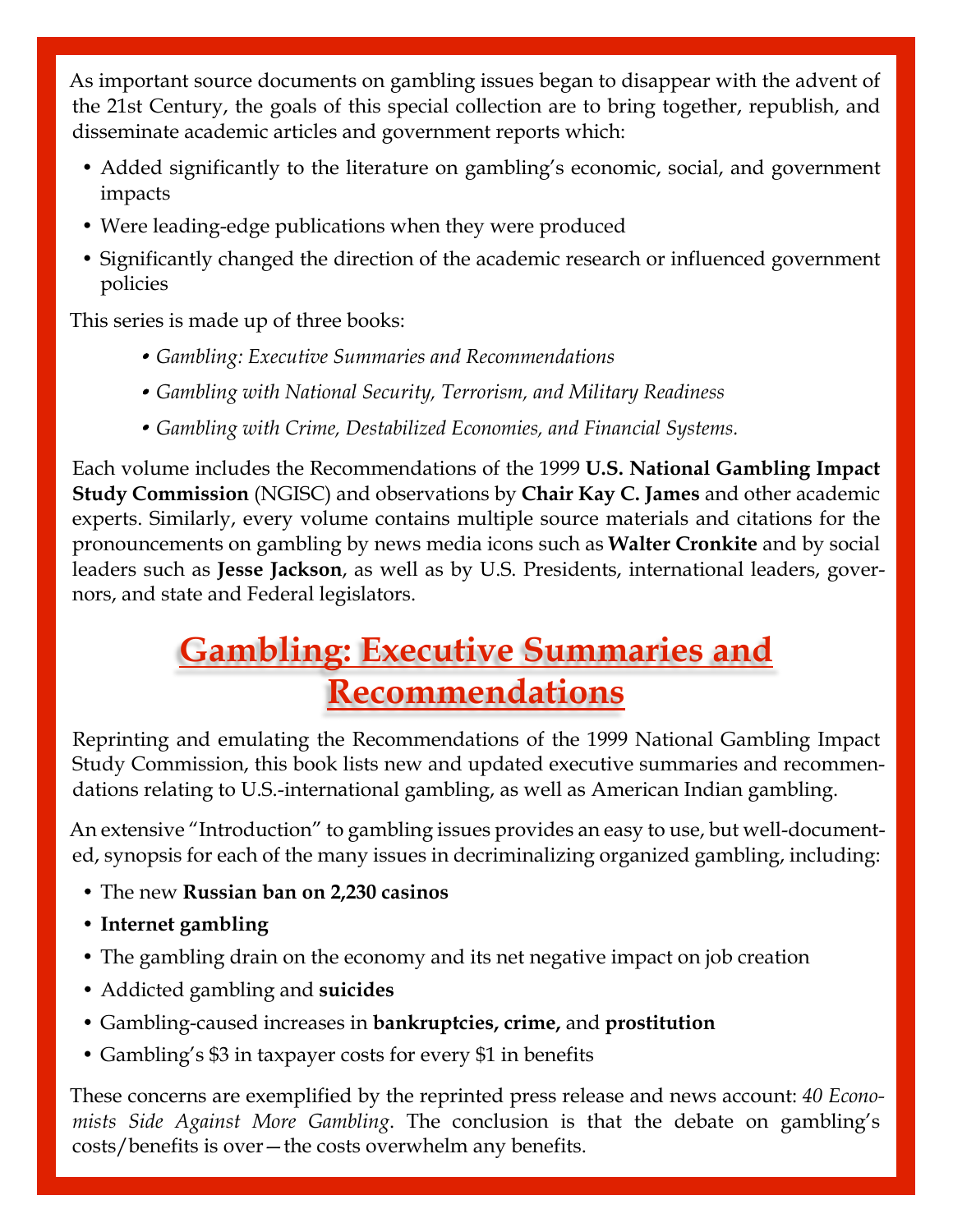As important source documents on gambling issues began to disappear with the advent of the 21st Century, the goals of this special collection are to bring together, republish, and disseminate academic articles and government reports which:

- Added significantly to the literature on gambling's economic, social, and government impacts
- Were leading-edge publications when they were produced
- Significantly changed the direction of the academic research or influenced government policies

This series is made up of three books:

- *Gambling: Executive Summaries and Recommendations*
- *Gambling with National Security, Terrorism, and Military Readiness*
- *Gambling with Crime, Destabilized Economies, and Financial Systems.*

Each volume includes the Recommendations of the 1999 **U.S. National Gambling Impact Study Commission** (NGISC) and observations by **Chair Kay C. James** and other academic experts. Similarly, every volume contains multiple source materials and citations for the pronouncements on gambling by news media icons such as **Walter Cronkite** and by social leaders such as **Jesse Jackson**, as well as by U.S. Presidents, international leaders, governors, and state and Federal legislators.

## Gambling: Executive Summaries and Recommendations

Reprinting and emulating the Recommendations of the 1999 National Gambling Impact Study Commission, this book lists new and updated executive summaries and recommendations relating to U.S.-international gambling, as well as American Indian gambling.

An extensive "Introduction" to gambling issues provides an easy to use, but well-documented, synopsis for each of the many issues in decriminalizing organized gambling, including:

- The new **Russian ban on 2,230 casinos**
- **Internet gambling**
- The gambling drain on the economy and its net negative impact on job creation
- Addicted gambling and **suicides**
- Gambling-caused increases in **bankruptcies, crime,** and **prostitution**
- Gambling's $3 in taxpayer costs for every $1 in benefits

These concerns are exemplified by the reprinted press release and news account: *40 Economists Side Against More Gambling*. The conclusion is that the debate on gambling's costs/benefits is over—the costs overwhelm any benefits.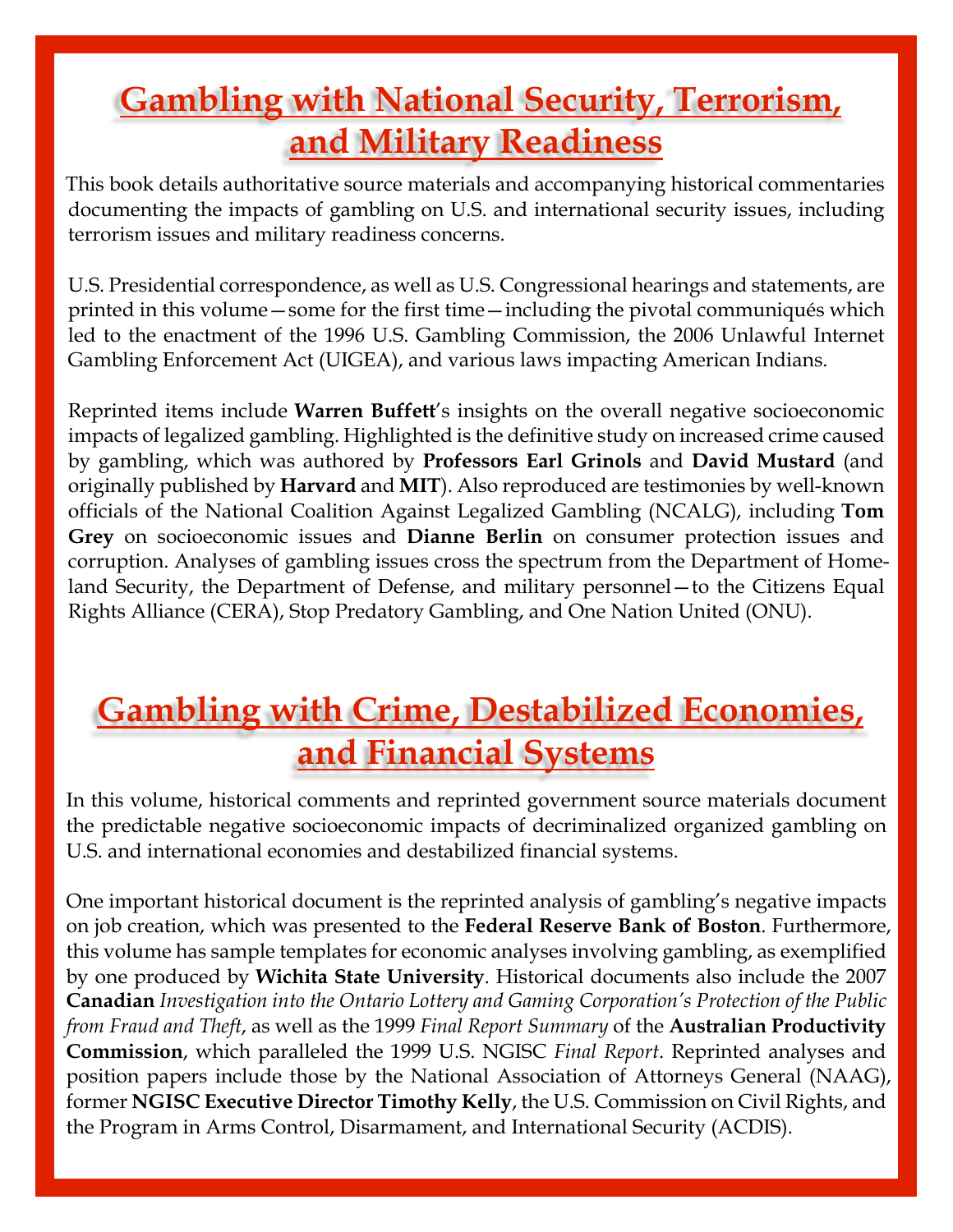# Gambling with National Security, Terrorism, and Military Readiness

This book details authoritative source materials and accompanying historical commentaries documenting the impacts of gambling on U.S. and international security issues, including terrorism issues and military readiness concerns.

U.S. Presidential correspondence, as well as U.S. Congressional hearings and statements, are printed in this volume—some for the first time—including the pivotal communiqués which led to the enactment of the 1996 U.S. Gambling Commission, the 2006 Unlawful Internet Gambling Enforcement Act (UIGEA), and various laws impacting American Indians.

Reprinted items include **Warren Buffett**'s insights on the overall negative socioeconomic impacts of legalized gambling. Highlighted is the definitive study on increased crime caused by gambling, which was authored by **Professors Earl Grinols** and **David Mustard** (and originally published by **Harvard** and **MIT**). Also reproduced are testimonies by well-known officials of the National Coalition Against Legalized Gambling (NCALG), including **Tom Grey** on socioeconomic issues and **Dianne Berlin** on consumer protection issues and corruption. Analyses of gambling issues cross the spectrum from the Department of Homeland Security, the Department of Defense, and military personnel—to the Citizens Equal Rights Alliance (CERA), Stop Predatory Gambling, and One Nation United (ONU).

# Gambling with Crime, Destabilized Economies, and Financial Systems

In this volume, historical comments and reprinted government source materials document the predictable negative socioeconomic impacts of decriminalized organized gambling on U.S. and international economies and destabilized financial systems.

One important historical document is the reprinted analysis of gambling's negative impacts on job creation, which was presented to the **Federal Reserve Bank of Boston**. Furthermore, this volume has sample templates for economic analyses involving gambling, as exemplified by one produced by **Wichita State University**. Historical documents also include the 2007 **Canadian** *Investigation into the Ontario Lottery and Gaming Corporation's Protection of the Public from Fraud and Theft*, as well as the 1999 *Final Report Summary* of the **Australian Productivity Commission**, which paralleled the 1999 U.S. NGISC *Final Report*. Reprinted analyses and position papers include those by the National Association of Attorneys General (NAAG), former **NGISC Executive Director Timothy Kelly**, the U.S. Commission on Civil Rights, and the Program in Arms Control, Disarmament, and International Security (ACDIS).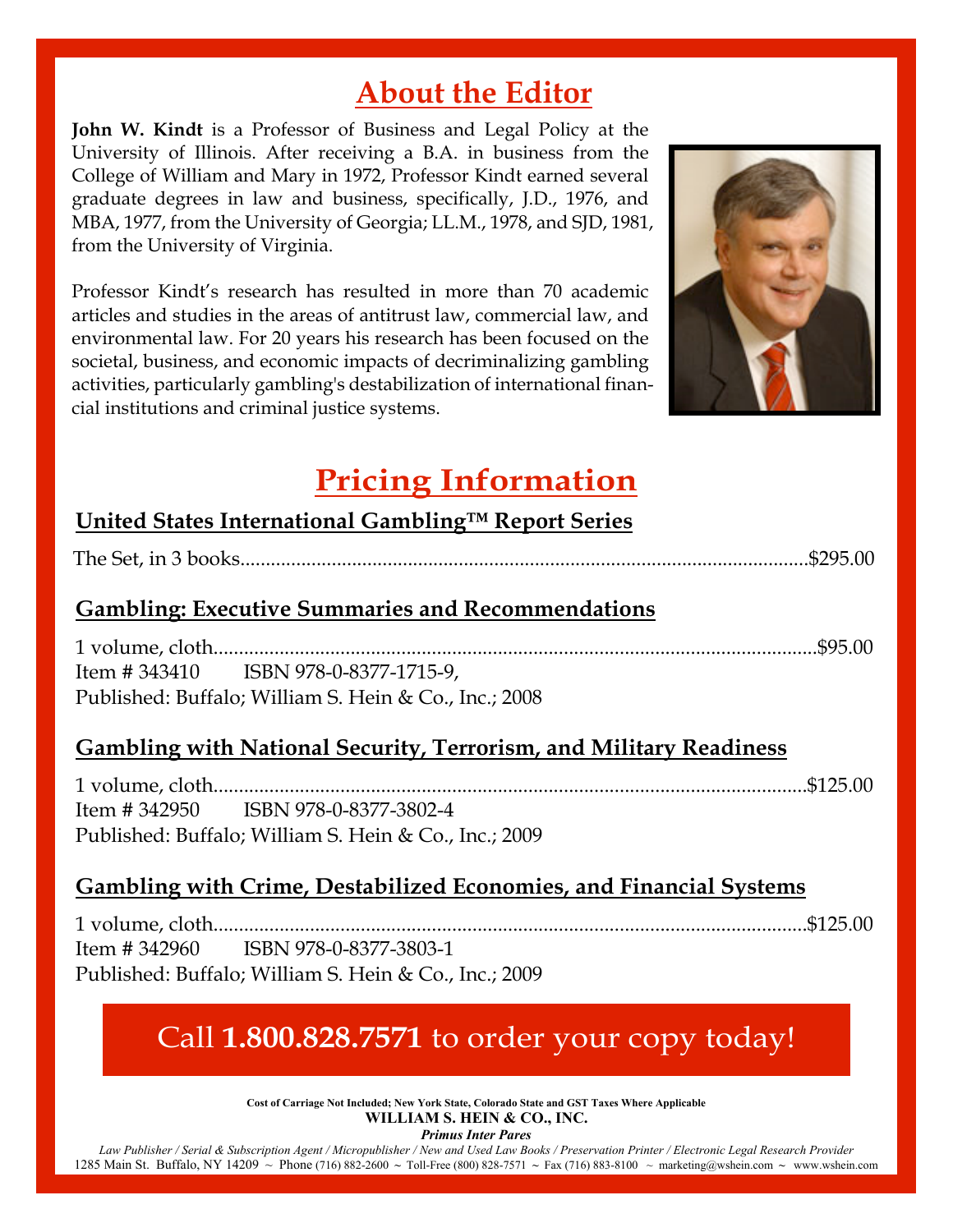## About the Editor

**John W. Kindt** is a Professor of Business and Legal Policy at the University of Illinois. After receiving a B.A. in business from the College of William and Mary in 1972, Professor Kindt earned several graduate degrees in law and business, specifically, J.D., 1976, and MBA, 1977, from the University of Georgia; LL.M., 1978, and SJD, 1981, from the University of Virginia.

Professor Kindt's research has resulted in more than 70 academic articles and studies in the areas of antitrust law, commercial law, and environmental law. For 20 years his research has been focused on the societal, business, and economic impacts of decriminalizing gambling activities, particularly gambling's destabilization of international financial institutions and criminal justice systems.

## Pricing Information

### United States International Gambling™ Report Series

The Set, in 3 books....................$295.00

### Gambling: Executive Summaries and Recommendations

1 volume, cloth....................$95.00
Item # 343410 ISBN 978-0-8377-1715-9,
Published: Buffalo; William S. Hein & Co., Inc.; 2008

### Gambling with National Security, Terrorism, and Military Readiness

1 volume, cloth....................$125.00
Item # 342950 ISBN 978-0-8377-3802-4
Published: Buffalo; William S. Hein & Co., Inc.; 2009

### Gambling with Crime, Destabilized Economies, and Financial Systems

1 volume, cloth....................$125.00
Item # 342960 ISBN 978-0-8377-3803-1
Published: Buffalo; William S. Hein & Co., Inc.; 2009

Call **1.800.828.7571** to order your copy today!

**Cost of Carriage Not Included; New York State, Colorado State and GST Taxes Where Applicable**

**WILLIAM S. HEIN & CO., INC.**

***Primus Inter Pares***

*Law Publisher / Serial & Subscription Agent / Micropublisher / New and Used Law Books / Preservation Printer / Electronic Legal Research Provider*

1285 Main St. Buffalo, NY 14209 ~ Phone (716) 882-2600 ~ Toll-Free (800) 828-7571 ~ Fax (716) 883-8100 ~ marketing@wshein.com ~ www.wshein.com